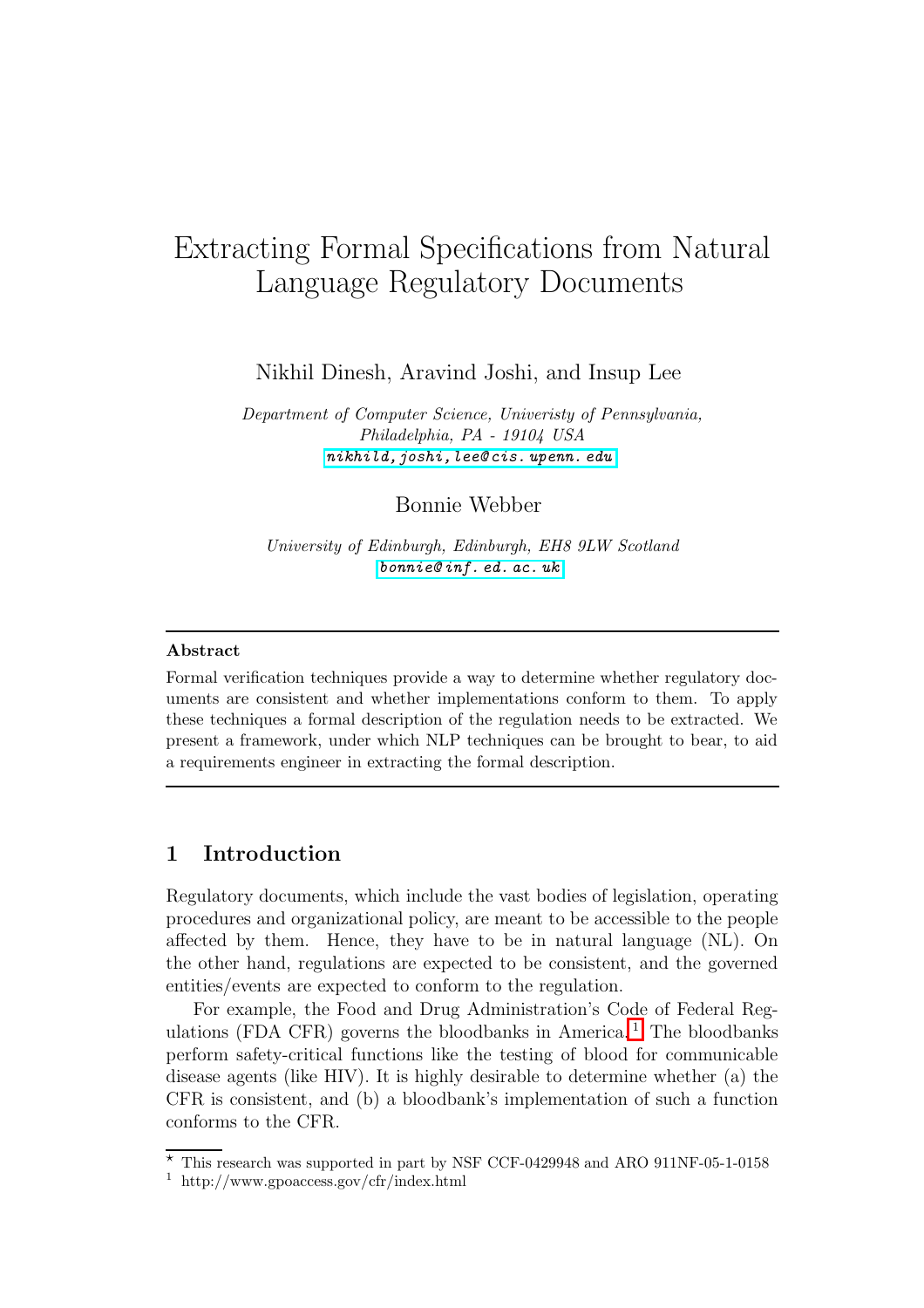# Extracting Formal Specifications from Natural Language Regulatory Documents

Nikhil Dinesh, Aravind Joshi, and Insup Lee

*Department of Computer Science, Univeristy of Pennsylvania, Philadelphia, PA - 19104 USA*
nikhild,joshi,lee@cis.upenn.edu

Bonnie Webber

*University of Edinburgh, Edinburgh, EH8 9LW Scotland*
bonnie@inf.ed.ac.uk

**Abstract**

Formal verification techniques provide a way to determine whether regulatory documents are consistent and whether implementations conform to them. To apply these techniques a formal description of the regulation needs to be extracted. We present a framework, under which NLP techniques can be brought to bear, to aid a requirements engineer in extracting the formal description.

## 1 Introduction

Regulatory documents, which include the vast bodies of legislation, operating procedures and organizational policy, are meant to be accessible to the people affected by them. Hence, they have to be in natural language (NL). On the other hand, regulations are expected to be consistent, and the governed entities/events are expected to conform to the regulation.

For example, the Food and Drug Administration's Code of Federal Regulations (FDA CFR) governs the bloodbanks in America.[1] The bloodbanks perform safety-critical functions like the testing of blood for communicable disease agents (like HIV). It is highly desirable to determine whether (a) the CFR is consistent, and (b) a bloodbank's implementation of such a function conforms to the CFR.

[⋆] This research was supported in part by NSF CCF-0429948 and ARO 911NF-05-1-0158

[1] http://www.gpoaccess.gov/cfr/index.html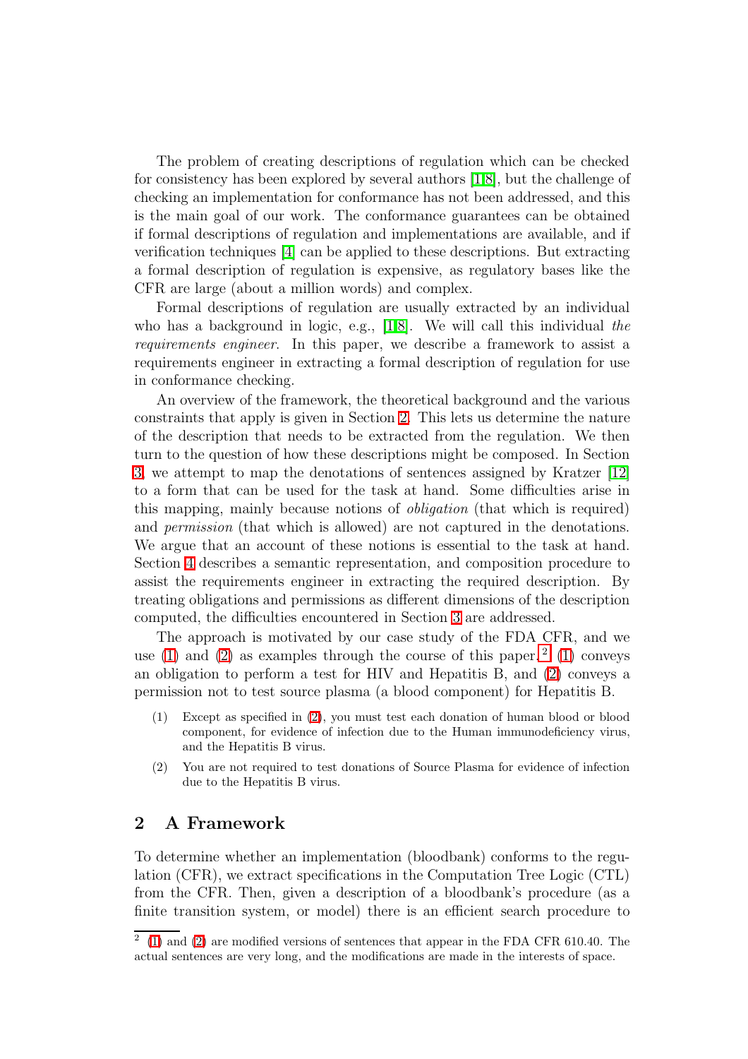The problem of creating descriptions of regulation which can be checked for consistency has been explored by several authors [1,8], but the challenge of checking an implementation for conformance has not been addressed, and this is the main goal of our work. The conformance guarantees can be obtained if formal descriptions of regulation and implementations are available, and if verification techniques [4] can be applied to these descriptions. But extracting a formal description of regulation is expensive, as regulatory bases like the CFR are large (about a million words) and complex.

Formal descriptions of regulation are usually extracted by an individual who has a background in logic, e.g., [1,8]. We will call this individual *the requirements engineer*. In this paper, we describe a framework to assist a requirements engineer in extracting a formal description of regulation for use in conformance checking.

An overview of the framework, the theoretical background and the various constraints that apply is given in Section 2. This lets us determine the nature of the description that needs to be extracted from the regulation. We then turn to the question of how these descriptions might be composed. In Section 3, we attempt to map the denotations of sentences assigned by Kratzer [12] to a form that can be used for the task at hand. Some difficulties arise in this mapping, mainly because notions of *obligation* (that which is required) and *permission* (that which is allowed) are not captured in the denotations. We argue that an account of these notions is essential to the task at hand. Section 4 describes a semantic representation, and composition procedure to assist the requirements engineer in extracting the required description. By treating obligations and permissions as different dimensions of the description computed, the difficulties encountered in Section 3 are addressed.

The approach is motivated by our case study of the FDA CFR, and we use (1) and (2) as examples through the course of this paper.[2] (1) conveys an obligation to perform a test for HIV and Hepatitis B, and (2) conveys a permission not to test source plasma (a blood component) for Hepatitis B.

(1) Except as specified in (2), you must test each donation of human blood or blood component, for evidence of infection due to the Human immunodeficiency virus, and the Hepatitis B virus.

(2) You are not required to test donations of Source Plasma for evidence of infection due to the Hepatitis B virus.

## 2 A Framework

To determine whether an implementation (bloodbank) conforms to the regulation (CFR), we extract specifications in the Computation Tree Logic (CTL) from the CFR. Then, given a description of a bloodbank's procedure (as a finite transition system, or model) there is an efficient search procedure to

[2] (1) and (2) are modified versions of sentences that appear in the FDA CFR 610.40. The actual sentences are very long, and the modifications are made in the interests of space.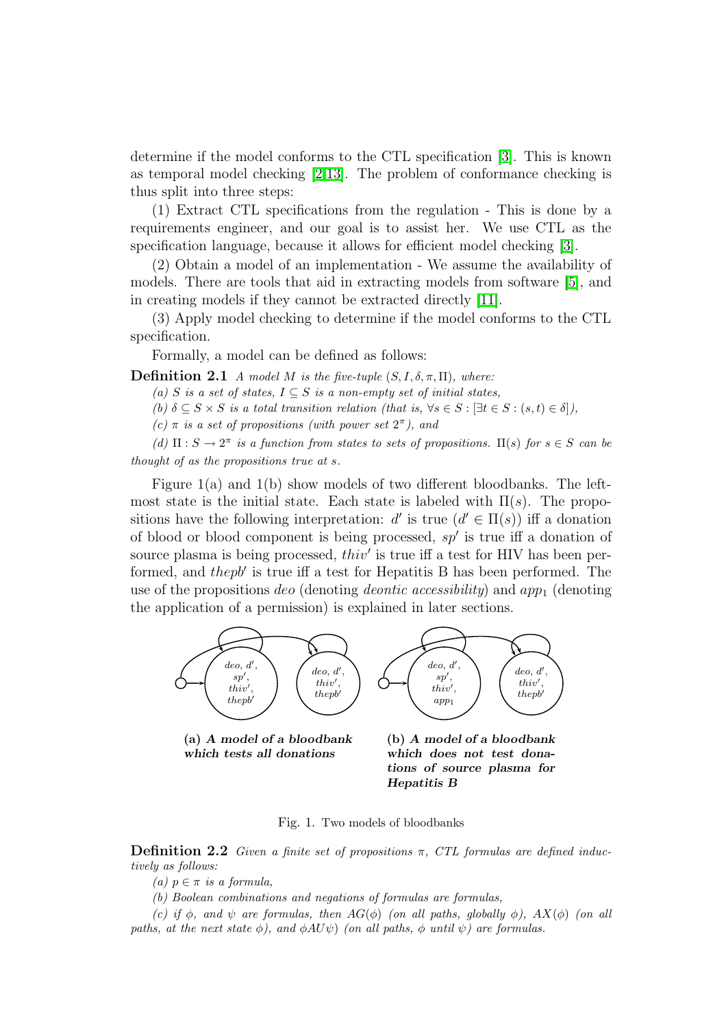determine if the model conforms to the CTL specification [3]. This is known as temporal model checking [2,13]. The problem of conformance checking is thus split into three steps:

(1) Extract CTL specifications from the regulation - This is done by a requirements engineer, and our goal is to assist her. We use CTL as the specification language, because it allows for efficient model checking [3].

(2) Obtain a model of an implementation - We assume the availability of models. There are tools that aid in extracting models from software [5], and in creating models if they cannot be extracted directly [11].

(3) Apply model checking to determine if the model conforms to the CTL specification.

Formally, a model can be defined as follows:

**Definition 2.1** *A model $M$ is the five-tuple $(S, I, \delta, \pi, \Pi)$, where:*

*(a) $S$ is a set of states, $I \subseteq S$ is a non-empty set of initial states,*

*(b) $\delta \subseteq S \times S$ is a total transition relation (that is, $\forall s \in S : [\exists t \in S : (s,t) \in \delta]$),*

*(c) $\pi$ is a set of propositions (with power set $2^\pi$), and*

*(d) $\Pi : S \to 2^\pi$ is a function from states to sets of propositions. $\Pi(s)$ for $s \in S$ can be thought of as the propositions true at $s$.*

Figure 1(a) and 1(b) show models of two different bloodbanks. The leftmost state is the initial state. Each state is labeled with $\Pi(s)$. The propositions have the following interpretation: $d'$ is true ($d' \in \Pi(s)$) iff a donation of blood or blood component is being processed, $sp'$ is true iff a donation of source plasma is being processed, $thiv'$ is true iff a test for HIV has been performed, and $thepb'$ is true iff a test for Hepatitis B has been performed. The use of the propositions $deo$ (denoting *deontic accessibility*) and $app_1$ (denoting the application of a permission) is explained in later sections.

(a) ***A model of a bloodbank which tests all donations***

(b) ***A model of a bloodbank which does not test donations of source plasma for Hepatitis B***

Fig. 1. Two models of bloodbanks

**Definition 2.2** *Given a finite set of propositions $\pi$, CTL formulas are defined inductively as follows:*

*(a) $p \in \pi$ is a formula,*

*(b) Boolean combinations and negations of formulas are formulas,*

*(c) if $\phi$, and $\psi$ are formulas, then $AG(\phi)$ (on all paths, globally $\phi$), $AX(\phi)$ (on all paths, at the next state $\phi$), and $\phi AU \psi$) (on all paths, $\phi$ until $\psi$) are formulas.*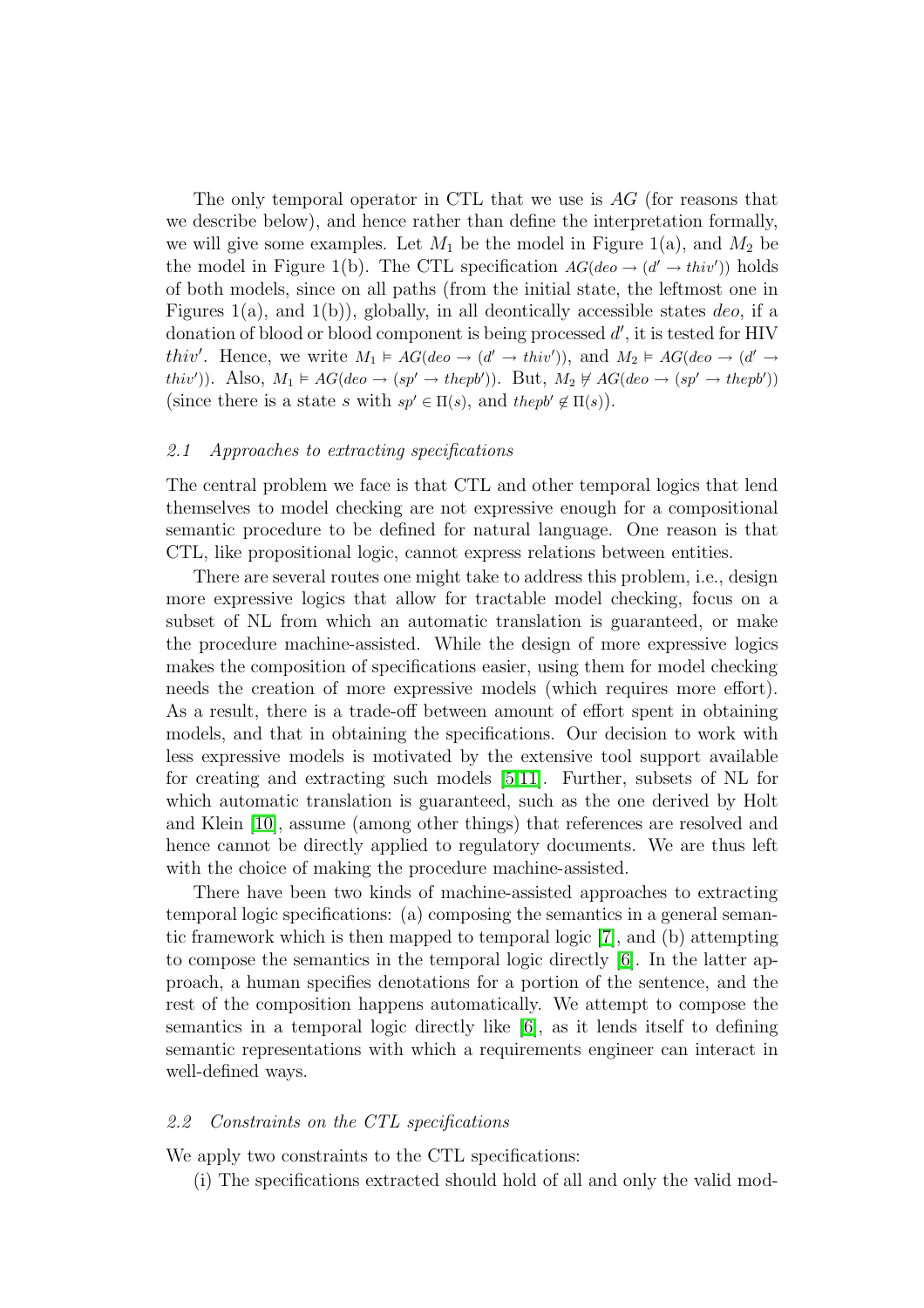The only temporal operator in CTL that we use is $AG$ (for reasons that we describe below), and hence rather than define the interpretation formally, we will give some examples. Let $M_1$ be the model in Figure 1(a), and $M_2$ be the model in Figure 1(b). The CTL specification $AG(deo \rightarrow (d' \rightarrow thiv'))$ holds of both models, since on all paths (from the initial state, the leftmost one in Figures 1(a), and 1(b)), globally, in all deontically accessible states $deo$, if a donation of blood or blood component is being processed $d'$, it is tested for HIV $thiv'$. Hence, we write $M_1 \vDash AG(deo \rightarrow (d' \rightarrow thiv'))$, and $M_2 \vDash AG(deo \rightarrow (d' \rightarrow thiv'))$. Also, $M_1 \vDash AG(deo \rightarrow (sp' \rightarrow thepb'))$. But, $M_2 \nvDash AG(deo \rightarrow (sp' \rightarrow thepb'))$ (since there is a state $s$ with $sp' \in \Pi(s)$, and $thepb' \notin \Pi(s)$).

### *2.1 Approaches to extracting specifications*

The central problem we face is that CTL and other temporal logics that lend themselves to model checking are not expressive enough for a compositional semantic procedure to be defined for natural language. One reason is that CTL, like propositional logic, cannot express relations between entities.

There are several routes one might take to address this problem, i.e., design more expressive logics that allow for tractable model checking, focus on a subset of NL from which an automatic translation is guaranteed, or make the procedure machine-assisted. While the design of more expressive logics makes the composition of specifications easier, using them for model checking needs the creation of more expressive models (which requires more effort). As a result, there is a trade-off between amount of effort spent in obtaining models, and that in obtaining the specifications. Our decision to work with less expressive models is motivated by the extensive tool support available for creating and extracting such models [5,11]. Further, subsets of NL for which automatic translation is guaranteed, such as the one derived by Holt and Klein [10], assume (among other things) that references are resolved and hence cannot be directly applied to regulatory documents. We are thus left with the choice of making the procedure machine-assisted.

There have been two kinds of machine-assisted approaches to extracting temporal logic specifications: (a) composing the semantics in a general semantic framework which is then mapped to temporal logic [7], and (b) attempting to compose the semantics in the temporal logic directly [6]. In the latter approach, a human specifies denotations for a portion of the sentence, and the rest of the composition happens automatically. We attempt to compose the semantics in a temporal logic directly like [6], as it lends itself to defining semantic representations with which a requirements engineer can interact in well-defined ways.

### *2.2 Constraints on the CTL specifications*

We apply two constraints to the CTL specifications:

(i) The specifications extracted should hold of all and only the valid mod-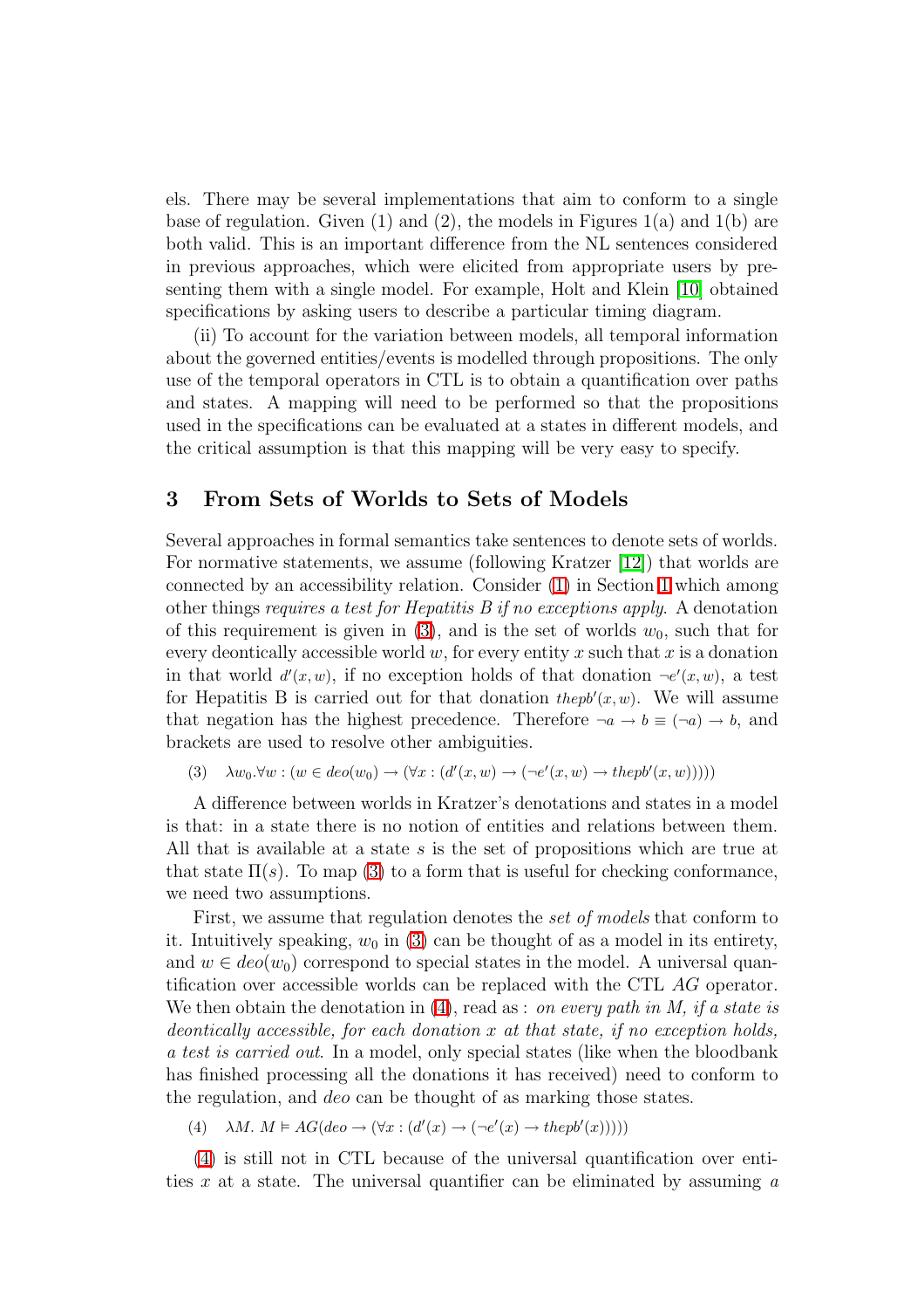els. There may be several implementations that aim to conform to a single base of regulation. Given (1) and (2), the models in Figures 1(a) and 1(b) are both valid. This is an important difference from the NL sentences considered in previous approaches, which were elicited from appropriate users by presenting them with a single model. For example, Holt and Klein [10] obtained specifications by asking users to describe a particular timing diagram.

(ii) To account for the variation between models, all temporal information about the governed entities/events is modelled through propositions. The only use of the temporal operators in CTL is to obtain a quantification over paths and states. A mapping will need to be performed so that the propositions used in the specifications can be evaluated at a states in different models, and the critical assumption is that this mapping will be very easy to specify.

## 3 From Sets of Worlds to Sets of Models

Several approaches in formal semantics take sentences to denote sets of worlds. For normative statements, we assume (following Kratzer [12]) that worlds are connected by an accessibility relation. Consider (1) in Section 1 which among other things *requires a test for Hepatitis B if no exceptions apply*. A denotation of this requirement is given in (3), and is the set of worlds $w_0$, such that for every deontically accessible world $w$, for every entity $x$ such that $x$ is a donation in that world $d'(x,w)$, if no exception holds of that donation $\neg e'(x,w)$, a test for Hepatitis B is carried out for that donation $thepb'(x,w)$. We will assume that negation has the highest precedence. Therefore $\neg a \rightarrow b \equiv (\neg a) \rightarrow b$, and brackets are used to resolve other ambiguities.

(3) $\lambda w_0.\forall w : (w \in deo(w_0) \rightarrow (\forall x : (d'(x,w) \rightarrow (\neg e'(x,w) \rightarrow thepb'(x,w)))))$

A difference between worlds in Kratzer's denotations and states in a model is that: in a state there is no notion of entities and relations between them. All that is available at a state $s$ is the set of propositions which are true at that state $\Pi(s)$. To map (3) to a form that is useful for checking conformance, we need two assumptions.

First, we assume that regulation denotes the *set of models* that conform to it. Intuitively speaking, $w_0$ in (3) can be thought of as a model in its entirety, and $w \in deo(w_0)$ correspond to special states in the model. A universal quantification over accessible worlds can be replaced with the CTL $AG$ operator. We then obtain the denotation in (4), read as : *on every path in M, if a state is deontically accessible, for each donation x at that state, if no exception holds, a test is carried out*. In a model, only special states (like when the bloodbank has finished processing all the donations it has received) need to conform to the regulation, and *deo* can be thought of as marking those states.

(4) $\lambda M.\ M \vDash AG(deo \rightarrow (\forall x : (d'(x) \rightarrow (\neg e'(x) \rightarrow thepb'(x)))))$

(4) is still not in CTL because of the universal quantification over entities $x$ at a state. The universal quantifier can be eliminated by assuming *a*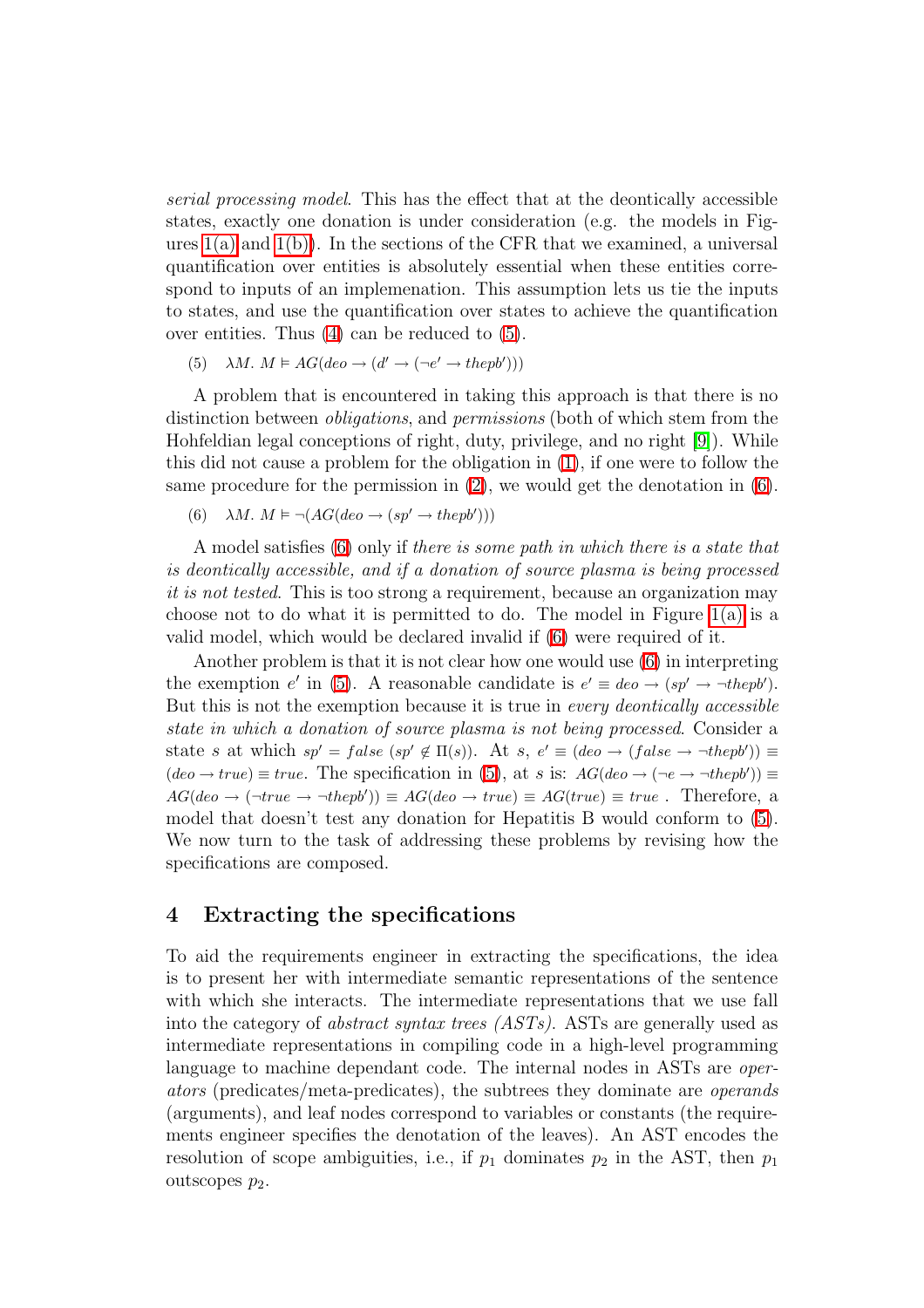*serial processing model*. This has the effect that at the deontically accessible states, exactly one donation is under consideration (e.g. the models in Figures 1(a) and 1(b)). In the sections of the CFR that we examined, a universal quantification over entities is absolutely essential when these entities correspond to inputs of an implemenation. This assumption lets us tie the inputs to states, and use the quantification over states to achieve the quantification over entities. Thus (4) can be reduced to (5).

(5) $\lambda M.\ M \models AG(deo \rightarrow (d' \rightarrow (\neg e' \rightarrow thepb')))$

A problem that is encountered in taking this approach is that there is no distinction between *obligations*, and *permissions* (both of which stem from the Hohfeldian legal conceptions of right, duty, privilege, and no right [9]). While this did not cause a problem for the obligation in (1), if one were to follow the same procedure for the permission in (2), we would get the denotation in (6).

(6) $\lambda M.\ M \models \neg(AG(deo \rightarrow (sp' \rightarrow thepb')))$

A model satisfies (6) only if *there is some path in which there is a state that is deontically accessible, and if a donation of source plasma is being processed it is not tested*. This is too strong a requirement, because an organization may choose not to do what it is permitted to do. The model in Figure 1(a) is a valid model, which would be declared invalid if (6) were required of it.

Another problem is that it is not clear how one would use (6) in interpreting the exemption $e'$ in (5). A reasonable candidate is $e' \equiv deo \rightarrow (sp' \rightarrow \neg thepb')$. But this is not the exemption because it is true in *every deontically accessible state in which a donation of source plasma is not being processed*. Consider a state $s$ at which $sp' = false$ ($sp' \notin \Pi(s)$). At $s$, $e' \equiv (deo \rightarrow (false \rightarrow \neg thepb')) \equiv (deo \rightarrow true) \equiv true$. The specification in (5), at $s$ is: $AG(deo \rightarrow (\neg e \rightarrow \neg thepb')) \equiv AG(deo \rightarrow (\neg true \rightarrow \neg thepb')) \equiv AG(deo \rightarrow true) \equiv AG(true) \equiv true$. Therefore, a model that doesn't test any donation for Hepatitis B would conform to (5). We now turn to the task of addressing these problems by revising how the specifications are composed.

## 4 Extracting the specifications

To aid the requirements engineer in extracting the specifications, the idea is to present her with intermediate semantic representations of the sentence with which she interacts. The intermediate representations that we use fall into the category of *abstract syntax trees (ASTs)*. ASTs are generally used as intermediate representations in compiling code in a high-level programming language to machine dependant code. The internal nodes in ASTs are *operators* (predicates/meta-predicates), the subtrees they dominate are *operands* (arguments), and leaf nodes correspond to variables or constants (the requirements engineer specifies the denotation of the leaves). An AST encodes the resolution of scope ambiguities, i.e., if $p_1$ dominates $p_2$ in the AST, then $p_1$ outscopes $p_2$.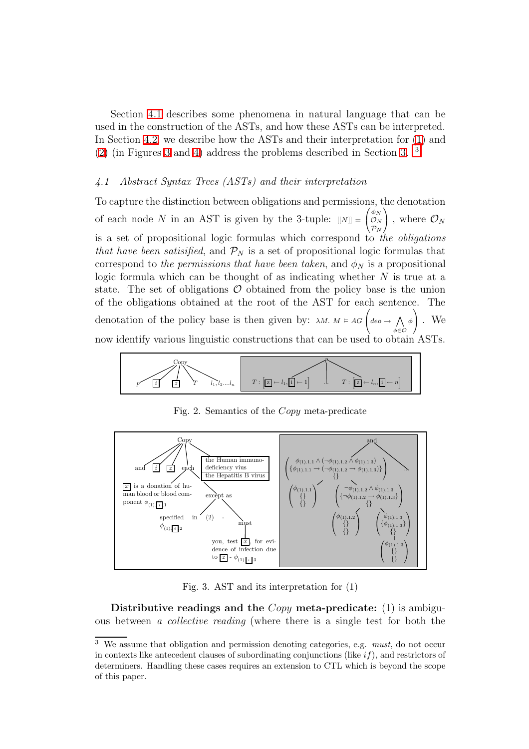Section 4.1 describes some phenomena in natural language that can be used in the construction of the ASTs, and how these ASTs can be interpreted. In Section 4.2, we describe how the ASTs and their interpretation for (1) and (2) (in Figures 3 and 4) address the problems described in Section 3. [3]

### 4.1 Abstract Syntax Trees (ASTs) and their interpretation

To capture the distinction between obligations and permissions, the denotation of each node $N$ in an AST is given by the 3-tuple: $[[N]] = \begin{pmatrix} \phi_N \\ \mathcal{O}_N \\ \mathcal{P}_N \end{pmatrix}$, where $\mathcal{O}_N$ is a set of propositional logic formulas which correspond to *the obligations that have been satisified*, and $\mathcal{P}_N$ is a set of propositional logic formulas that correspond to *the permissions that have been taken*, and $\phi_N$ is a propositional logic formula which can be thought of as indicating whether $N$ is true at a state. The set of obligations $\mathcal{O}$ obtained from the policy base is the union of the obligations obtained at the root of the AST for each sentence. The denotation of the policy base is then given by: $\lambda M.\ M \vDash AG\left(deo \rightarrow \bigwedge_{\phi \in \mathcal{O}} \phi\right)$. We now identify various linguistic constructions that can be used to obtain ASTs.

Fig. 2. Semantics of the *Copy* meta-predicate

Fig. 3. AST and its interpretation for (1)

**Distributive readings and the** ***Copy*** **meta-predicate:** (1) is ambiguous between *a collective reading* (where there is a single test for both the

[3] We assume that obligation and permission denoting categories, e.g. *must*, do not occur in contexts like antecedent clauses of subordinating conjunctions (like *if*), and restrictors of determiners. Handling these cases requires an extension to CTL which is beyond the scope of this paper.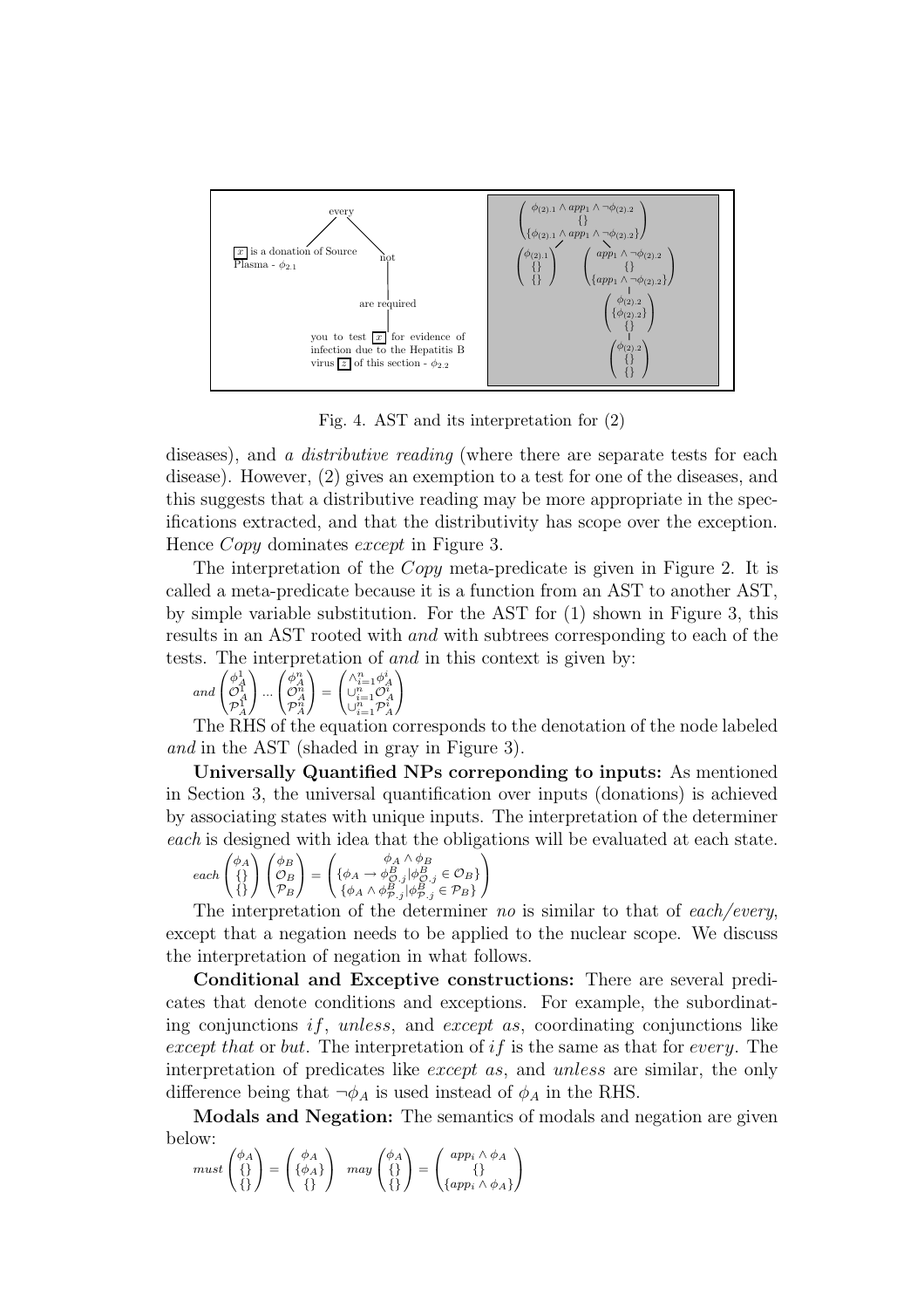Fig. 4. AST and its interpretation for (2)

diseases), and *a distributive reading* (where there are separate tests for each disease). However, (2) gives an exemption to a test for one of the diseases, and this suggests that a distributive reading may be more appropriate in the specifications extracted, and that the distributivity has scope over the exception. Hence *Copy* dominates *except* in Figure 3.

The interpretation of the *Copy* meta-predicate is given in Figure 2. It is called a meta-predicate because it is a function from an AST to another AST, by simple variable substitution. For the AST for (1) shown in Figure 3, this results in an AST rooted with *and* with subtrees corresponding to each of the tests. The interpretation of *and* in this context is given by:

$$and \begin{pmatrix} \phi_A^1 \\ \mathcal{O}_A^1 \\ \mathcal{P}_A^1 \end{pmatrix} \dots \begin{pmatrix} \phi_A^n \\ \mathcal{O}_A^n \\ \mathcal{P}_A^n \end{pmatrix} = \begin{pmatrix} \wedge_{i=1}^n \phi_A^i \\ \cup_{i=1}^n \mathcal{O}_A^i \\ \cup_{i=1}^n \mathcal{P}_A^i \end{pmatrix}$$

The RHS of the equation corresponds to the denotation of the node labeled *and* in the AST (shaded in gray in Figure 3).

**Universally Quantified NPs correponding to inputs:** As mentioned in Section 3, the universal quantification over inputs (donations) is achieved by associating states with unique inputs. The interpretation of the determiner *each* is designed with idea that the obligations will be evaluated at each state.

$$each \begin{pmatrix} \phi_A \\ \{\} \\ \{\} \end{pmatrix} \begin{pmatrix} \phi_B \\ \mathcal{O}_B \\ \mathcal{P}_B \end{pmatrix} = \begin{pmatrix} \phi_A \wedge \phi_B \\ \{\phi_A \rightarrow \phi^B_{\mathcal{O}.j} | \phi^B_{\mathcal{O}.j} \in \mathcal{O}_B\} \\ \{\phi_A \wedge \phi^B_{\mathcal{P}.j} | \phi^B_{\mathcal{P}.j} \in \mathcal{P}_B\} \end{pmatrix}$$

The interpretation of the determiner *no* is similar to that of *each/every*, except that a negation needs to be applied to the nuclear scope. We discuss the interpretation of negation in what follows.

**Conditional and Exceptive constructions:** There are several predicates that denote conditions and exceptions. For example, the subordinating conjunctions *if*, *unless*, and *except as*, coordinating conjunctions like *except that* or *but*. The interpretation of *if* is the same as that for *every*. The interpretation of predicates like *except as*, and *unless* are similar, the only difference being that $\neg\phi_A$ is used instead of $\phi_A$ in the RHS.

**Modals and Negation:** The semantics of modals and negation are given below:

$$must \begin{pmatrix} \phi_A \\ \{\} \\ \{\} \end{pmatrix} = \begin{pmatrix} \phi_A \\ \{\phi_A\} \\ \{\} \end{pmatrix} \quad may \begin{pmatrix} \phi_A \\ \{\} \\ \{\} \end{pmatrix} = \begin{pmatrix} app_i \wedge \phi_A \\ \{\} \\ \{app_i \wedge \phi_A\} \end{pmatrix}$$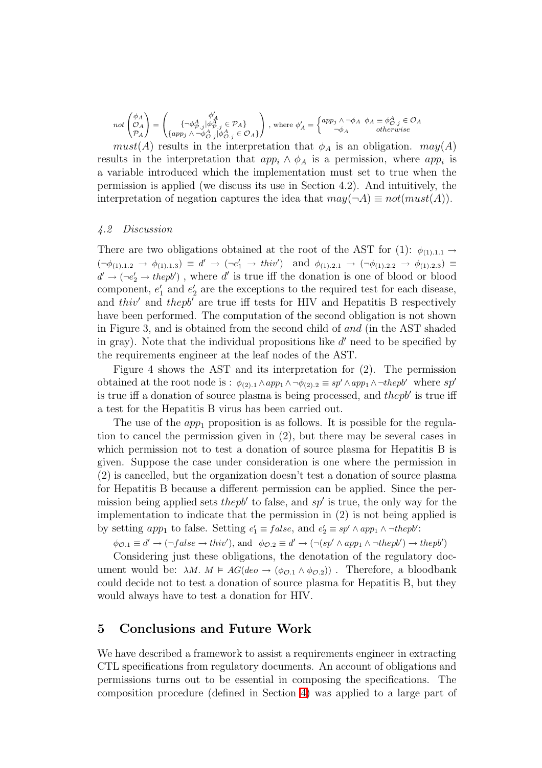$$not \begin{pmatrix} \phi_A \\ \mathcal{O}_A \\ \mathcal{P}_A \end{pmatrix} = \begin{pmatrix} \phi'_A \\ \{\neg\phi^A_{\mathcal{P}.j} | \phi^A_{\mathcal{P}.j} \in \mathcal{P}_A\} \\ \{app_j \wedge \neg\phi^A_{\mathcal{O}.j} | \phi^A_{\mathcal{O}.j} \in \mathcal{O}_A\} \end{pmatrix}, \text{ where } \phi'_A = \begin{cases} app_j \wedge \neg\phi_A & \phi_A \equiv \phi^A_{\mathcal{O}.j} \in \mathcal{O}_A \\ \neg\phi_A & otherwise \end{cases}$$

$must(A)$ results in the interpretation that $\phi_A$ is an obligation. $may(A)$ results in the interpretation that $app_i \wedge \phi_A$ is a permission, where $app_i$ is a variable introduced which the implementation must set to true when the permission is applied (we discuss its use in Section 4.2). And intuitively, the interpretation of negation captures the idea that $may(\neg A) \equiv not(must(A))$.

### 4.2 Discussion

There are two obligations obtained at the root of the AST for (1): $\phi_{(1).1.1} \rightarrow (\neg\phi_{(1).1.2} \rightarrow \phi_{(1).1.3}) \equiv d' \rightarrow (\neg e'_1 \rightarrow thiv')$ and $\phi_{(1).2.1} \rightarrow (\neg\phi_{(1).2.2} \rightarrow \phi_{(1).2.3}) \equiv d' \rightarrow (\neg e'_2 \rightarrow thepb')$ , where $d'$ is true iff the donation is one of blood or blood component, $e'_1$ and $e'_2$ are the exceptions to the required test for each disease, and $thiv'$ and $thepb'$ are true iff tests for HIV and Hepatitis B respectively have been performed. The computation of the second obligation is not shown in Figure 3, and is obtained from the second child of *and* (in the AST shaded in gray). Note that the individual propositions like $d'$ need to be specified by the requirements engineer at the leaf nodes of the AST.

Figure 4 shows the AST and its interpretation for (2). The permission obtained at the root node is : $\phi_{(2).1} \wedge app_1 \wedge \neg\phi_{(2).2} \equiv sp' \wedge app_1 \wedge \neg thepb'$ where $sp'$ is true iff a donation of source plasma is being processed, and $thepb'$ is true iff a test for the Hepatitis B virus has been carried out.

The use of the $app_1$ proposition is as follows. It is possible for the regulation to cancel the permission given in (2), but there may be several cases in which permission not to test a donation of source plasma for Hepatitis B is given. Suppose the case under consideration is one where the permission in (2) is cancelled, but the organization doesn't test a donation of source plasma for Hepatitis B because a different permission can be applied. Since the permission being applied sets $thepb'$ to false, and $sp'$ is true, the only way for the implementation to indicate that the permission in (2) is not being applied is by setting $app_1$ to false. Setting $e'_1 \equiv false$, and $e'_2 \equiv sp' \wedge app_1 \wedge \neg thepb'$:

$\phi_{\mathcal{O}.1} \equiv d' \rightarrow (\neg false \rightarrow thiv')$, and $\phi_{\mathcal{O}.2} \equiv d' \rightarrow (\neg(sp' \wedge app_1 \wedge \neg thepb') \rightarrow thepb')$

Considering just these obligations, the denotation of the regulatory document would be: $\lambda M.\ M \vDash AG(deo \rightarrow (\phi_{\mathcal{O}.1} \wedge \phi_{\mathcal{O}.2}))$ . Therefore, a bloodbank could decide not to test a donation of source plasma for Hepatitis B, but they would always have to test a donation for HIV.

## 5 Conclusions and Future Work

We have described a framework to assist a requirements engineer in extracting CTL specifications from regulatory documents. An account of obligations and permissions turns out to be essential in composing the specifications. The composition procedure (defined in Section 4) was applied to a large part of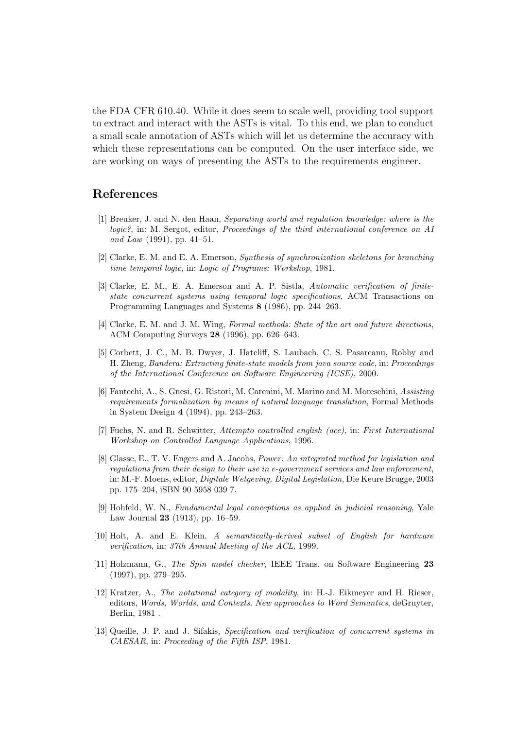the FDA CFR 610.40. While it does seem to scale well, providing tool support to extract and interact with the ASTs is vital. To this end, we plan to conduct a small scale annotation of ASTs which will let us determine the accuracy with which these representations can be computed. On the user interface side, we are working on ways of presenting the ASTs to the requirements engineer.

## References

[1] Breuker, J. and N. den Haan, *Separating world and regulation knowledge: where is the logic?*, in: M. Sergot, editor, *Proceedings of the third international conference on AI and Law* (1991), pp. 41–51.

[2] Clarke, E. M. and E. A. Emerson, *Synthesis of synchronization skeletons for branching time temporal logic*, in: *Logic of Programs: Workshop*, 1981.

[3] Clarke, E. M., E. A. Emerson and A. P. Sistla, *Automatic verification of finite-state concurrent systems using temporal logic specifications*, ACM Transactions on Programming Languages and Systems **8** (1986), pp. 244–263.

[4] Clarke, E. M. and J. M. Wing, *Formal methods: State of the art and future directions*, ACM Computing Surveys **28** (1996), pp. 626–643.

[5] Corbett, J. C., M. B. Dwyer, J. Hatcliff, S. Laubach, C. S. Pasareanu, Robby and H. Zheng, *Bandera: Extracting finite-state models from java source code*, in: *Proceedings of the International Conference on Software Engineering (ICSE)*, 2000.

[6] Fantechi, A., S. Gnesi, G. Ristori, M. Carenini, M. Marino and M. Moreschini, *Assisting requirements formalization by means of natural language translation*, Formal Methods in System Design **4** (1994), pp. 243–263.

[7] Fuchs, N. and R. Schwitter, *Attempto controlled english (ace)*, in: *First International Workshop on Controlled Language Applications*, 1996.

[8] Glasse, E., T. V. Engers and A. Jacobs, *Power: An integrated method for legislation and regulations from their design to their use in e-government services and law enforcement*, in: M.-F. Moens, editor, *Digitale Wetgeving, Digital Legislation*, Die Keure Brugge, 2003 pp. 175–204, iSBN 90 5958 039 7.

[9] Hohfeld, W. N., *Fundamental legal conceptions as applied in judicial reasoning*, Yale Law Journal **23** (1913), pp. 16–59.

[10] Holt, A. and E. Klein, *A semantically-derived subset of English for hardware verification*, in: *37th Annual Meeting of the ACL*, 1999.

[11] Holzmann, G., *The Spin model checker*, IEEE Trans. on Software Engineering **23** (1997), pp. 279–295.

[12] Kratzer, A., *The notational category of modality*, in: H.-J. Eikmeyer and H. Rieser, editors, *Words, Worlds, and Contexts. New approaches to Word Semantics*, deGruyter, Berlin, 1981 .

[13] Queille, J. P. and J. Sifakis, *Specification and verification of concurrent systems in CAESAR*, in: *Proceeding of the Fifth ISP*, 1981.